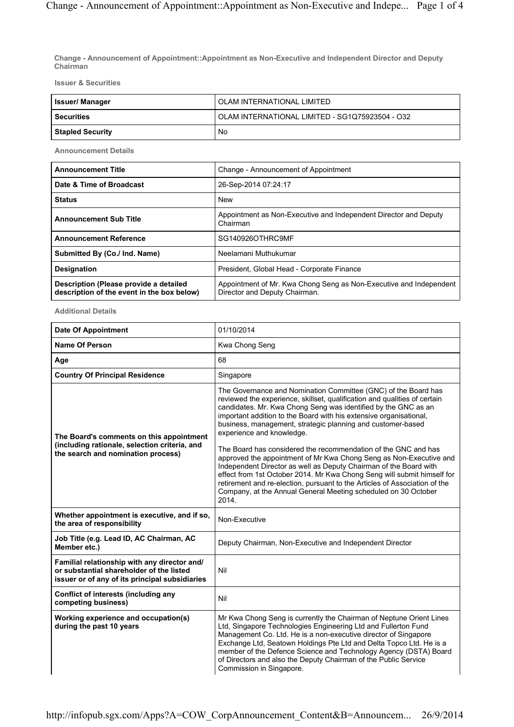**Change - Announcement of Appointment::Appointment as Non-Executive and Independent Director and Deputy Chairman**

**Issuer & Securities**

| | |
|---|---|
| **Issuer/ Manager** | OLAM INTERNATIONAL LIMITED |
| **Securities** | OLAM INTERNATIONAL LIMITED - SG1Q75923504 - O32 |
| **Stapled Security** | No |

**Announcement Details**

| | |
|---|---|
| **Announcement Title** | Change - Announcement of Appointment |
| **Date & Time of Broadcast** | 26-Sep-2014 07:24:17 |
| **Status** | New |
| **Announcement Sub Title** | Appointment as Non-Executive and Independent Director and Deputy Chairman |
| **Announcement Reference** | SG140926OTHRC9MF |
| **Submitted By (Co./ Ind. Name)** | Neelamani Muthukumar |
| **Designation** | President, Global Head - Corporate Finance |
| **Description (Please provide a detailed description of the event in the box below)** | Appointment of Mr. Kwa Chong Seng as Non-Executive and Independent Director and Deputy Chairman. |

**Additional Details**

| | |
|---|---|
| **Date Of Appointment** | 01/10/2014 |
| **Name Of Person** | Kwa Chong Seng |
| **Age** | 68 |
| **Country Of Principal Residence** | Singapore |
| **The Board's comments on this appointment (including rationale, selection criteria, and the search and nomination process)** | The Governance and Nomination Committee (GNC) of the Board has reviewed the experience, skillset, qualification and qualities of certain candidates. Mr. Kwa Chong Seng was identified by the GNC as an important addition to the Board with his extensive organisational, business, management, strategic planning and customer-based experience and knowledge.<br><br>The Board has considered the recommendation of the GNC and has approved the appointment of Mr Kwa Chong Seng as Non-Executive and Independent Director as well as Deputy Chairman of the Board with effect from 1st October 2014. Mr Kwa Chong Seng will submit himself for retirement and re-election, pursuant to the Articles of Association of the Company, at the Annual General Meeting scheduled on 30 October 2014. |
| **Whether appointment is executive, and if so, the area of responsibility** | Non-Executive |
| **Job Title (e.g. Lead ID, AC Chairman, AC Member etc.)** | Deputy Chairman, Non-Executive and Independent Director |
| **Familial relationship with any director and/ or substantial shareholder of the listed issuer or of any of its principal subsidiaries** | Nil |
| **Conflict of interests (including any competing business)** | Nil |
| **Working experience and occupation(s) during the past 10 years** | Mr Kwa Chong Seng is currently the Chairman of Neptune Orient Lines Ltd, Singapore Technologies Engineering Ltd and Fullerton Fund Management Co. Ltd. He is a non-executive director of Singapore Exchange Ltd, Seatown Holdings Pte Ltd and Delta Topco Ltd. He is a member of the Defence Science and Technology Agency (DSTA) Board of Directors and also the Deputy Chairman of the Public Service Commission in Singapore. |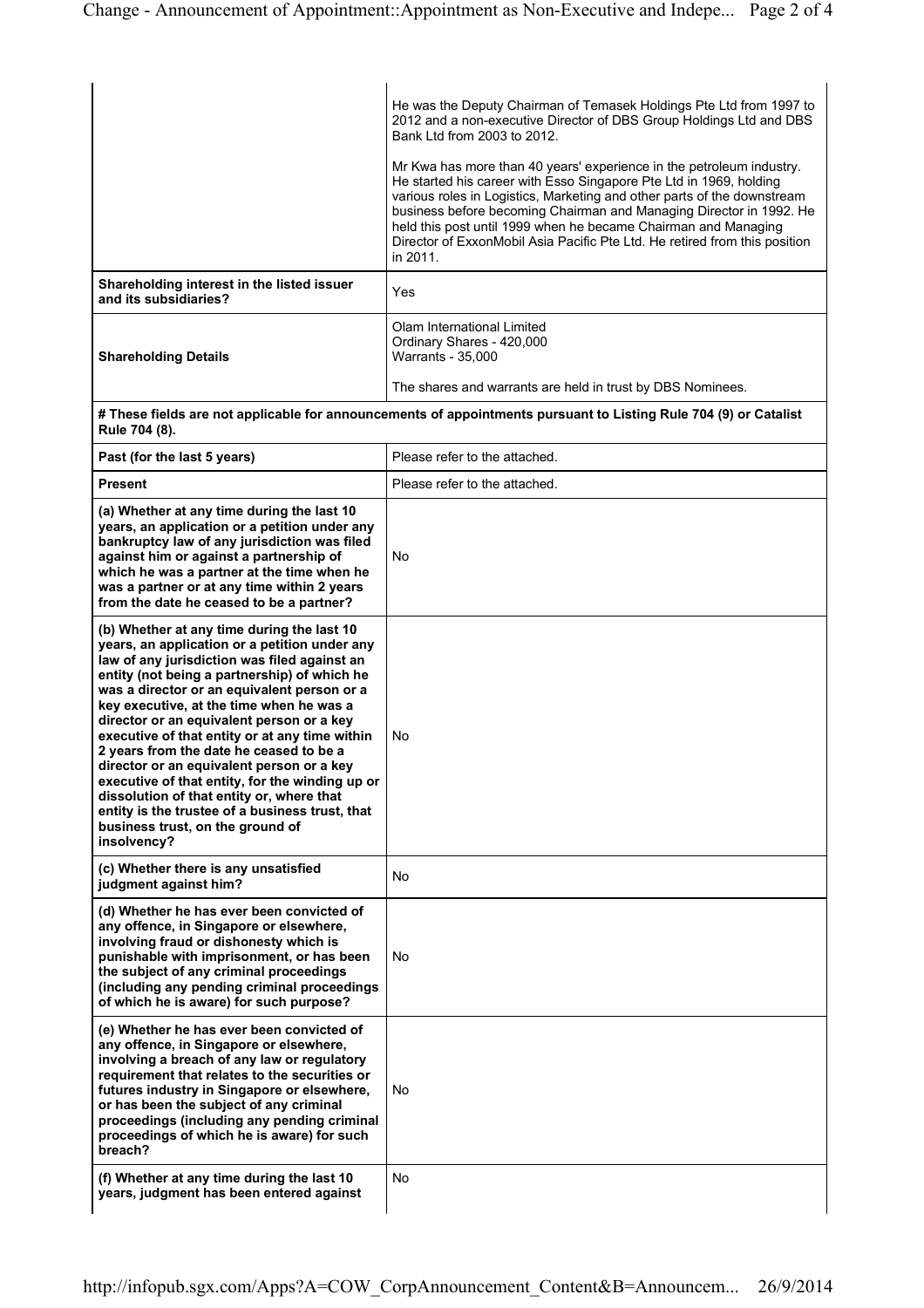| | |
|---|---|
| | He was the Deputy Chairman of Temasek Holdings Pte Ltd from 1997 to 2012 and a non-executive Director of DBS Group Holdings Ltd and DBS Bank Ltd from 2003 to 2012.<br><br>Mr Kwa has more than 40 years' experience in the petroleum industry. He started his career with Esso Singapore Pte Ltd in 1969, holding various roles in Logistics, Marketing and other parts of the downstream business before becoming Chairman and Managing Director in 1992. He held this post until 1999 when he became Chairman and Managing Director of ExxonMobil Asia Pacific Pte Ltd. He retired from this position in 2011. |
| **Shareholding interest in the listed issuer and its subsidiaries?** | Yes |
| **Shareholding Details** | Olam International Limited<br>Ordinary Shares - 420,000<br>Warrants - 35,000<br><br>The shares and warrants are held in trust by DBS Nominees. |

**# These fields are not applicable for announcements of appointments pursuant to Listing Rule 704 (9) or Catalist Rule 704 (8).**

| | |
|---|---|
| **Past (for the last 5 years)** | Please refer to the attached. |
| **Present** | Please refer to the attached. |
| **(a) Whether at any time during the last 10 years, an application or a petition under any bankruptcy law of any jurisdiction was filed against him or against a partnership of which he was a partner at the time when he was a partner or at any time within 2 years from the date he ceased to be a partner?** | No |
| **(b) Whether at any time during the last 10 years, an application or a petition under any law of any jurisdiction was filed against an entity (not being a partnership) of which he was a director or an equivalent person or a key executive, at the time when he was a director or an equivalent person or a key executive of that entity or at any time within 2 years from the date he ceased to be a director or an equivalent person or a key executive of that entity, for the winding up or dissolution of that entity or, where that entity is the trustee of a business trust, that business trust, on the ground of insolvency?** | No |
| **(c) Whether there is any unsatisfied judgment against him?** | No |
| **(d) Whether he has ever been convicted of any offence, in Singapore or elsewhere, involving fraud or dishonesty which is punishable with imprisonment, or has been the subject of any criminal proceedings (including any pending criminal proceedings of which he is aware) for such purpose?** | No |
| **(e) Whether he has ever been convicted of any offence, in Singapore or elsewhere, involving a breach of any law or regulatory requirement that relates to the securities or futures industry in Singapore or elsewhere, or has been the subject of any criminal proceedings (including any pending criminal proceedings of which he is aware) for such breach?** | No |
| **(f) Whether at any time during the last 10 years, judgment has been entered against** | No |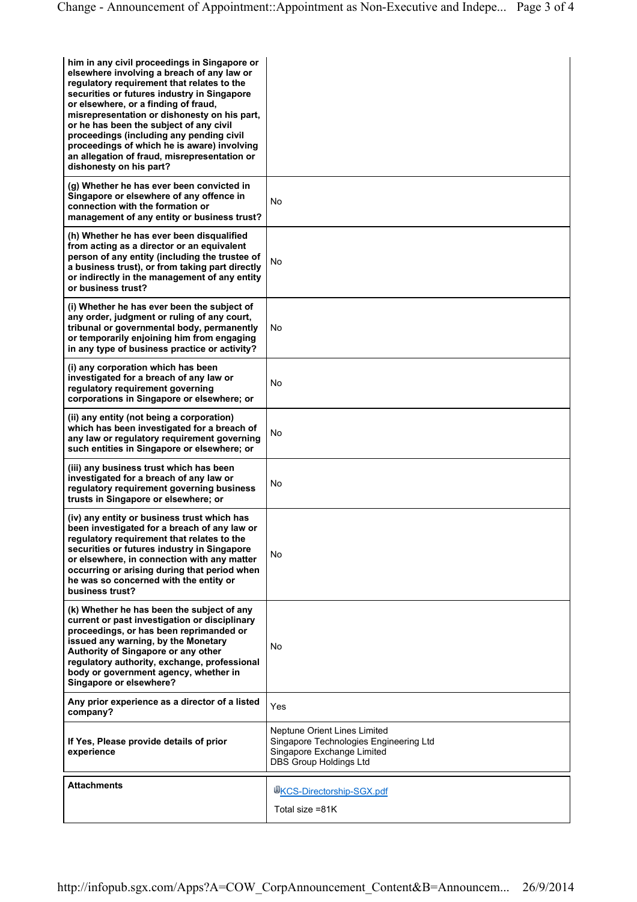| | |
|---|---|
| him in any civil proceedings in Singapore or elsewhere involving a breach of any law or regulatory requirement that relates to the securities or futures industry in Singapore or elsewhere, or a finding of fraud, misrepresentation or dishonesty on his part, or he has been the subject of any civil proceedings (including any pending civil proceedings of which he is aware) involving an allegation of fraud, misrepresentation or dishonesty on his part? | |
| (g) Whether he has ever been convicted in Singapore or elsewhere of any offence in connection with the formation or management of any entity or business trust? | No |
| (h) Whether he has ever been disqualified from acting as a director or an equivalent person of any entity (including the trustee of a business trust), or from taking part directly or indirectly in the management of any entity or business trust? | No |
| (i) Whether he has ever been the subject of any order, judgment or ruling of any court, tribunal or governmental body, permanently or temporarily enjoining him from engaging in any type of business practice or activity? | No |
| (i) any corporation which has been investigated for a breach of any law or regulatory requirement governing corporations in Singapore or elsewhere; or | No |
| (ii) any entity (not being a corporation) which has been investigated for a breach of any law or regulatory requirement governing such entities in Singapore or elsewhere; or | No |
| (iii) any business trust which has been investigated for a breach of any law or regulatory requirement governing business trusts in Singapore or elsewhere; or | No |
| (iv) any entity or business trust which has been investigated for a breach of any law or regulatory requirement that relates to the securities or futures industry in Singapore or elsewhere, in connection with any matter occurring or arising during that period when he was so concerned with the entity or business trust? | No |
| (k) Whether he has been the subject of any current or past investigation or disciplinary proceedings, or has been reprimanded or issued any warning, by the Monetary Authority of Singapore or any other regulatory authority, exchange, professional body or government agency, whether in Singapore or elsewhere? | No |
| Any prior experience as a director of a listed company? | Yes |
| If Yes, Please provide details of prior experience | Neptune Orient Lines Limited<br>Singapore Technologies Engineering Ltd<br>Singapore Exchange Limited<br>DBS Group Holdings Ltd |

| | |
|---|---|
| **Attachments** | KCS-Directorship-SGX.pdf<br><br>Total size =81K |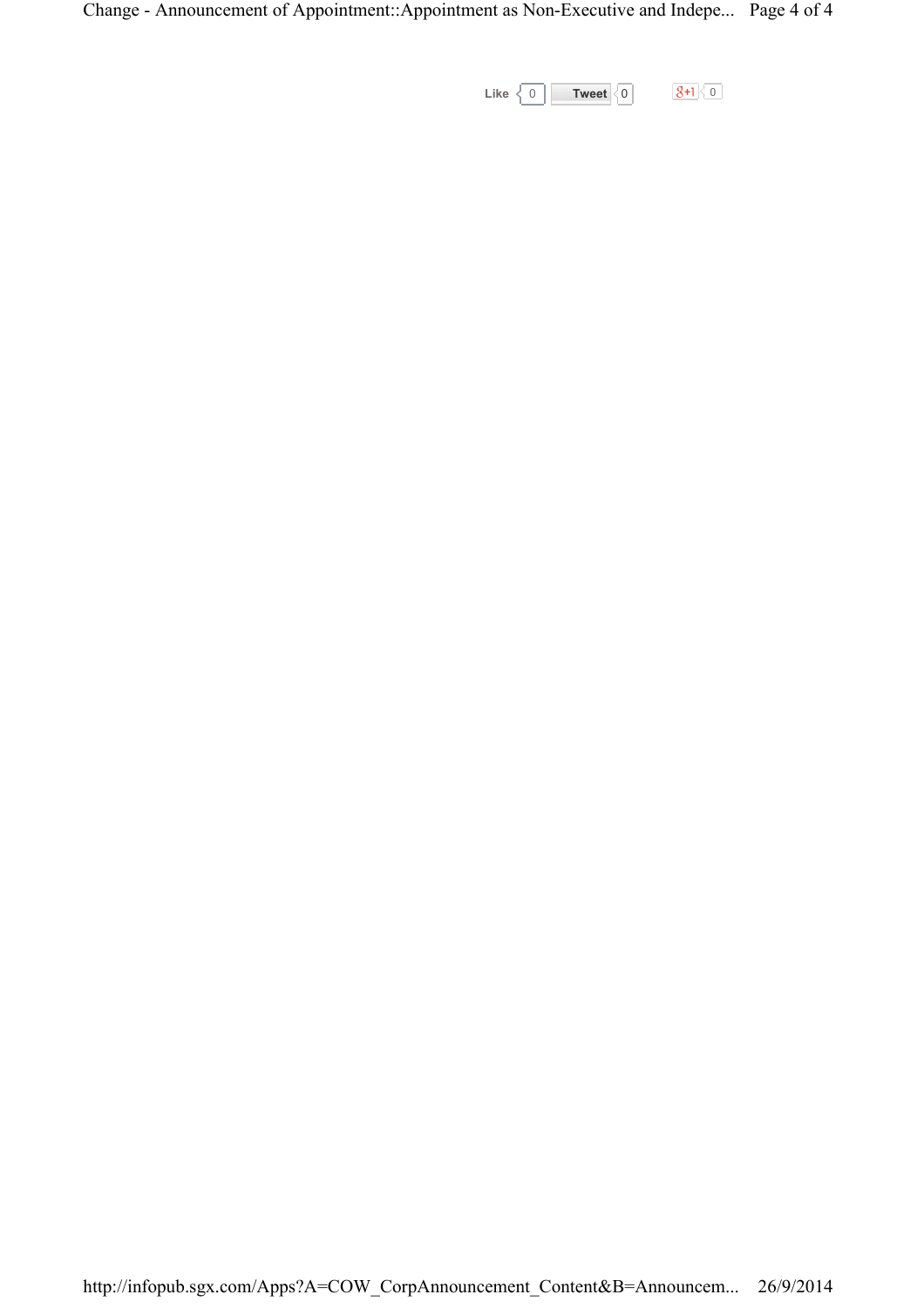Like 0 Tweet 0 g+1 0